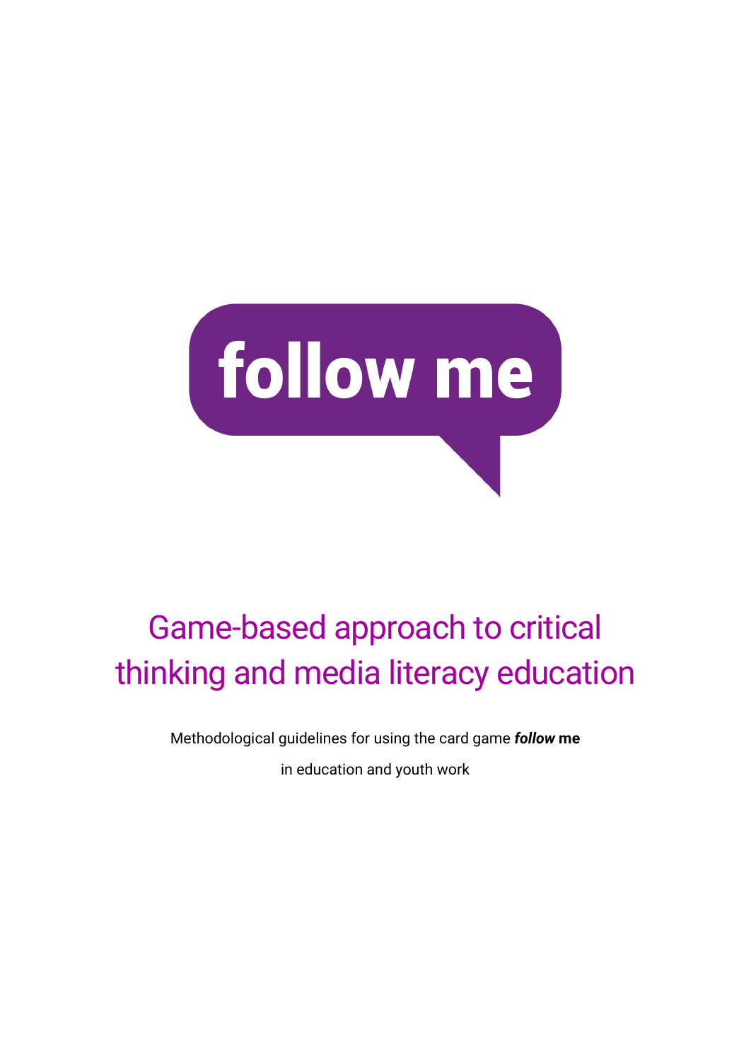# follow me

## Game-based approach to critical thinking and media literacy education

Methodological guidelines for using the card game ***follow* me**

in education and youth work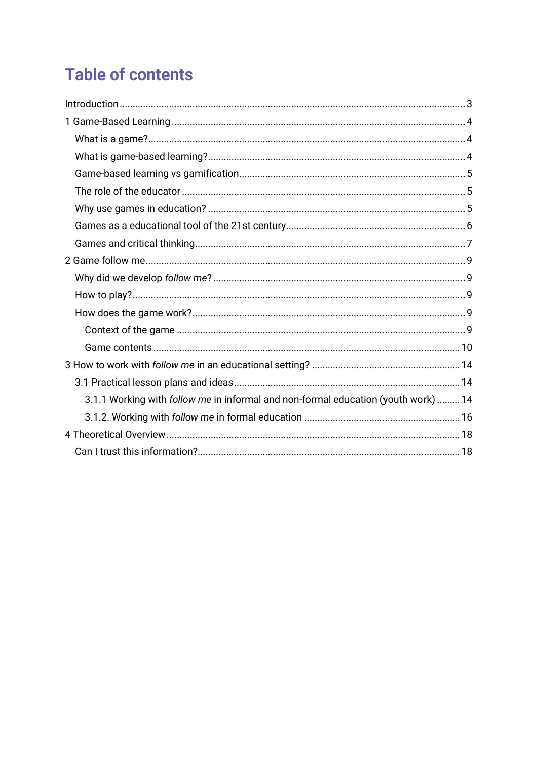# Table of contents

Introduction ... 3

1 Game-Based Learning ... 4

- What is a game? ... 4
- What is game-based learning? ... 4
- Game-based learning vs gamification ... 5
- The role of the educator ... 5
- Why use games in education? ... 5
- Games as a educational tool of the 21st century ... 6
- Games and critical thinking ... 7

2 Game follow me ... 9

- Why did we develop *follow me*? ... 9
- How to play? ... 9
- How does the game work? ... 9
  - Context of the game ... 9
  - Game contents ... 10

3 How to work with *follow me* in an educational setting? ... 14

- 3.1 Practical lesson plans and ideas ... 14
  - 3.1.1 Working with *follow me* in informal and non-formal education (youth work) ... 14
  - 3.1.2. Working with *follow me* in formal education ... 16

4 Theoretical Overview ... 18

- Can I trust this information? ... 18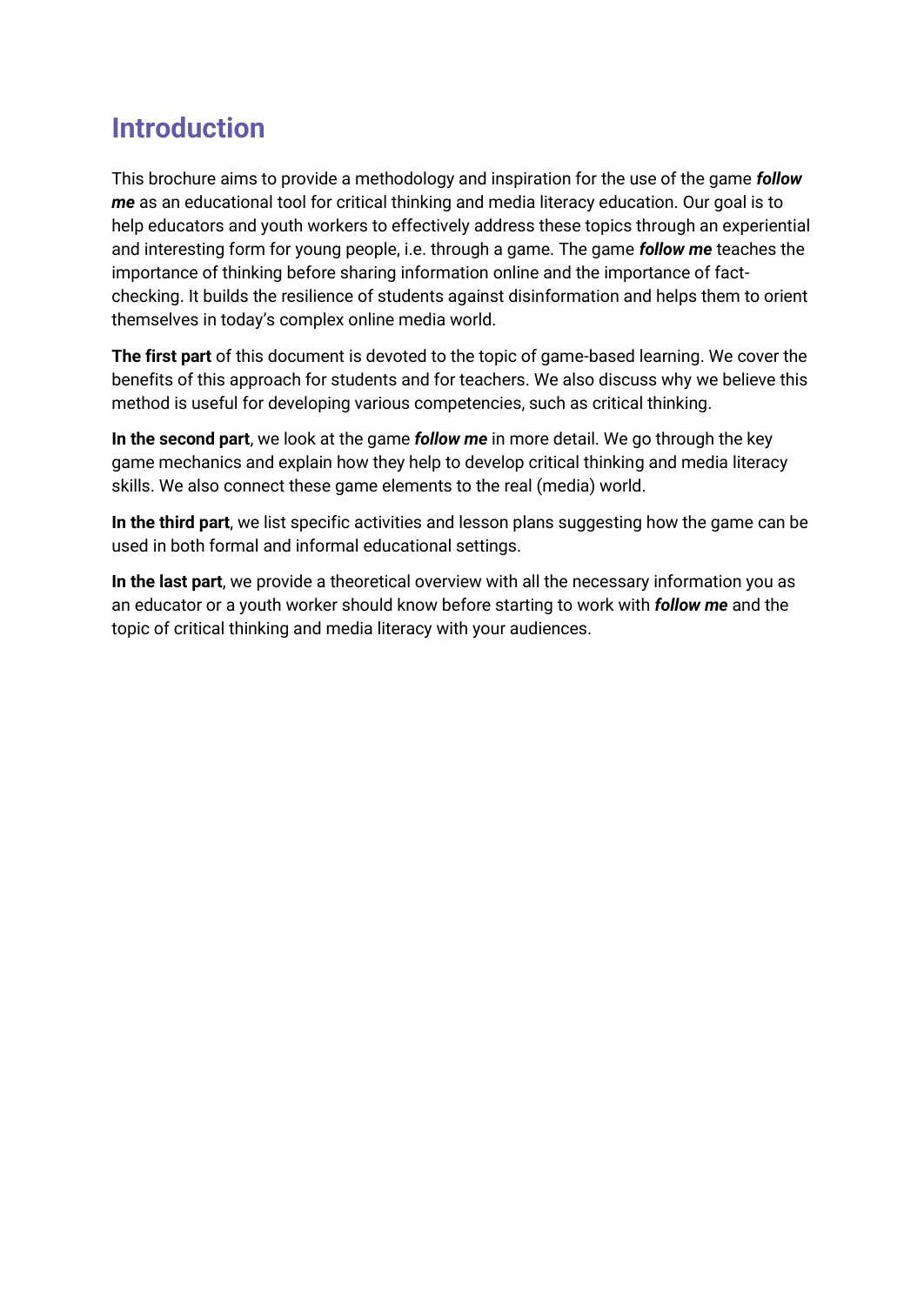# Introduction

This brochure aims to provide a methodology and inspiration for the use of the game ***follow me*** as an educational tool for critical thinking and media literacy education. Our goal is to help educators and youth workers to effectively address these topics through an experiential and interesting form for young people, i.e. through a game. The game ***follow me*** teaches the importance of thinking before sharing information online and the importance of fact-checking. It builds the resilience of students against disinformation and helps them to orient themselves in today's complex online media world.

**The first part** of this document is devoted to the topic of game-based learning. We cover the benefits of this approach for students and for teachers. We also discuss why we believe this method is useful for developing various competencies, such as critical thinking.

**In the second part**, we look at the game ***follow me*** in more detail. We go through the key game mechanics and explain how they help to develop critical thinking and media literacy skills. We also connect these game elements to the real (media) world.

**In the third part**, we list specific activities and lesson plans suggesting how the game can be used in both formal and informal educational settings.

**In the last part**, we provide a theoretical overview with all the necessary information you as an educator or a youth worker should know before starting to work with ***follow me*** and the topic of critical thinking and media literacy with your audiences.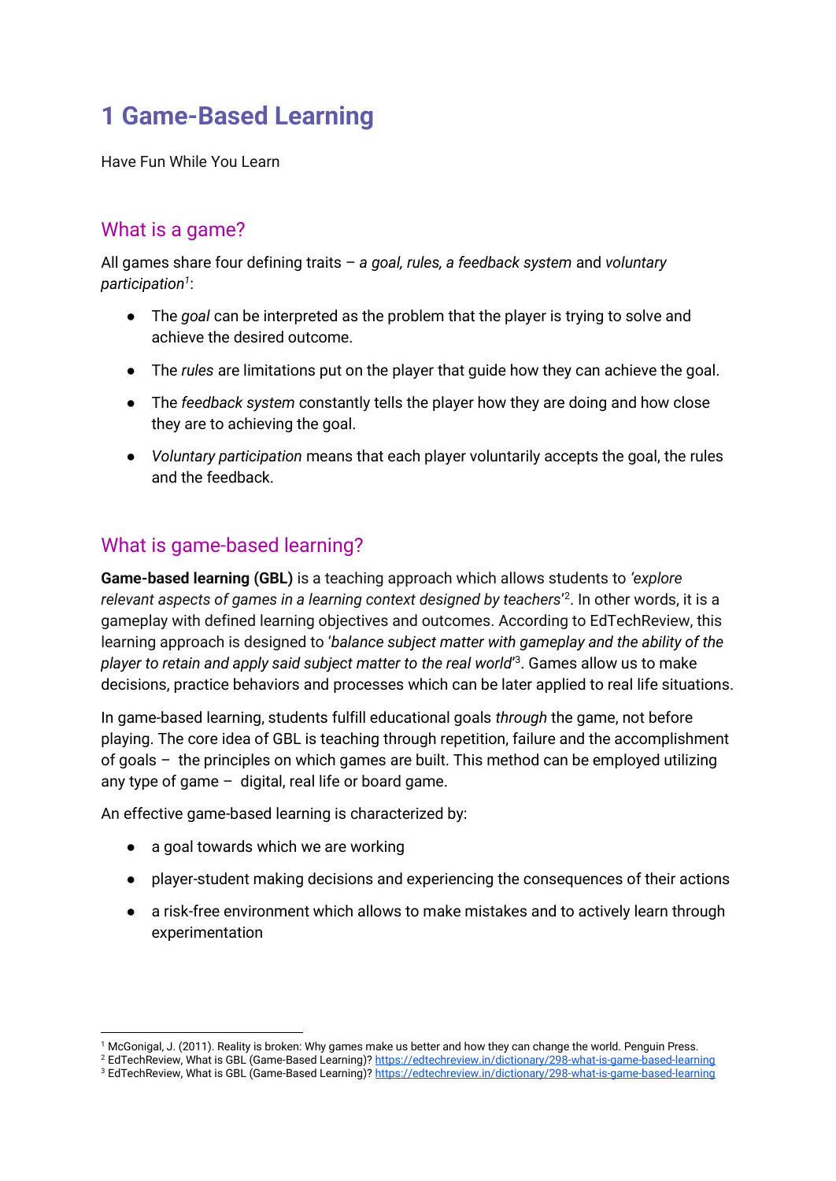# 1 Game-Based Learning

Have Fun While You Learn

## What is a game?

All games share four defining traits – *a goal, rules, a feedback system* and *voluntary participation*[1]:

- The *goal* can be interpreted as the problem that the player is trying to solve and achieve the desired outcome.
- The *rules* are limitations put on the player that guide how they can achieve the goal.
- The *feedback system* constantly tells the player how they are doing and how close they are to achieving the goal.
- *Voluntary participation* means that each player voluntarily accepts the goal, the rules and the feedback.

## What is game-based learning?

**Game-based learning (GBL)** is a teaching approach which allows students to *'explore relevant aspects of games in a learning context designed by teachers'*[2]. In other words, it is a gameplay with defined learning objectives and outcomes. According to EdTechReview, this learning approach is designed to *'balance subject matter with gameplay and the ability of the player to retain and apply said subject matter to the real world'*[3]. Games allow us to make decisions, practice behaviors and processes which can be later applied to real life situations.

In game-based learning, students fulfill educational goals *through* the game, not before playing. The core idea of GBL is teaching through repetition, failure and the accomplishment of goals – the principles on which games are built. This method can be employed utilizing any type of game – digital, real life or board game.

An effective game-based learning is characterized by:

- a goal towards which we are working
- player-student making decisions and experiencing the consequences of their actions
- a risk-free environment which allows to make mistakes and to actively learn through experimentation

---

[1] McGonigal, J. (2011). Reality is broken: Why games make us better and how they can change the world. Penguin Press.
[2] EdTechReview, What is GBL (Game-Based Learning)? https://edtechreview.in/dictionary/298-what-is-game-based-learning
[3] EdTechReview, What is GBL (Game-Based Learning)? https://edtechreview.in/dictionary/298-what-is-game-based-learning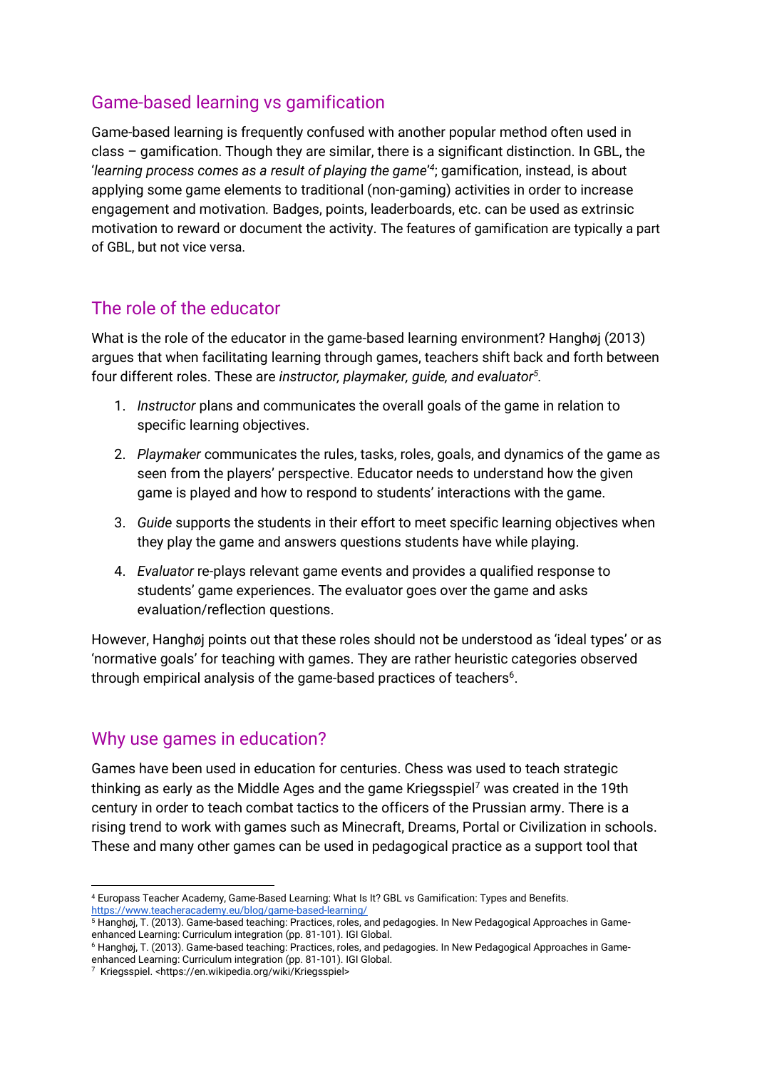## Game-based learning vs gamification

Game-based learning is frequently confused with another popular method often used in class – gamification. Though they are similar, there is a significant distinction. In GBL, the '*learning process comes as a result of playing the game*'[4]; gamification, instead, is about applying some game elements to traditional (non-gaming) activities in order to increase engagement and motivation. Badges, points, leaderboards, etc. can be used as extrinsic motivation to reward or document the activity. The features of gamification are typically a part of GBL, but not vice versa.

## The role of the educator

What is the role of the educator in the game-based learning environment? Hanghøj (2013) argues that when facilitating learning through games, teachers shift back and forth between four different roles. These are *instructor, playmaker, guide, and evaluator*[5].

1. *Instructor* plans and communicates the overall goals of the game in relation to specific learning objectives.
2. *Playmaker* communicates the rules, tasks, roles, goals, and dynamics of the game as seen from the players' perspective. Educator needs to understand how the given game is played and how to respond to students' interactions with the game.
3. *Guide* supports the students in their effort to meet specific learning objectives when they play the game and answers questions students have while playing.
4. *Evaluator* re-plays relevant game events and provides a qualified response to students' game experiences. The evaluator goes over the game and asks evaluation/reflection questions.

However, Hanghøj points out that these roles should not be understood as 'ideal types' or as 'normative goals' for teaching with games. They are rather heuristic categories observed through empirical analysis of the game-based practices of teachers[6].

## Why use games in education?

Games have been used in education for centuries. Chess was used to teach strategic thinking as early as the Middle Ages and the game Kriegsspiel[7] was created in the 19th century in order to teach combat tactics to the officers of the Prussian army. There is a rising trend to work with games such as Minecraft, Dreams, Portal or Civilization in schools. These and many other games can be used in pedagogical practice as a support tool that

---

[4] Europass Teacher Academy, Game-Based Learning: What Is It? GBL vs Gamification: Types and Benefits. https://www.teacheracademy.eu/blog/game-based-learning/

[5] Hanghøj, T. (2013). Game-based teaching: Practices, roles, and pedagogies. In New Pedagogical Approaches in Game-enhanced Learning: Curriculum integration (pp. 81-101). IGI Global.

[6] Hanghøj, T. (2013). Game-based teaching: Practices, roles, and pedagogies. In New Pedagogical Approaches in Game-enhanced Learning: Curriculum integration (pp. 81-101). IGI Global.

[7] Kriegsspiel. <https://en.wikipedia.org/wiki/Kriegsspiel>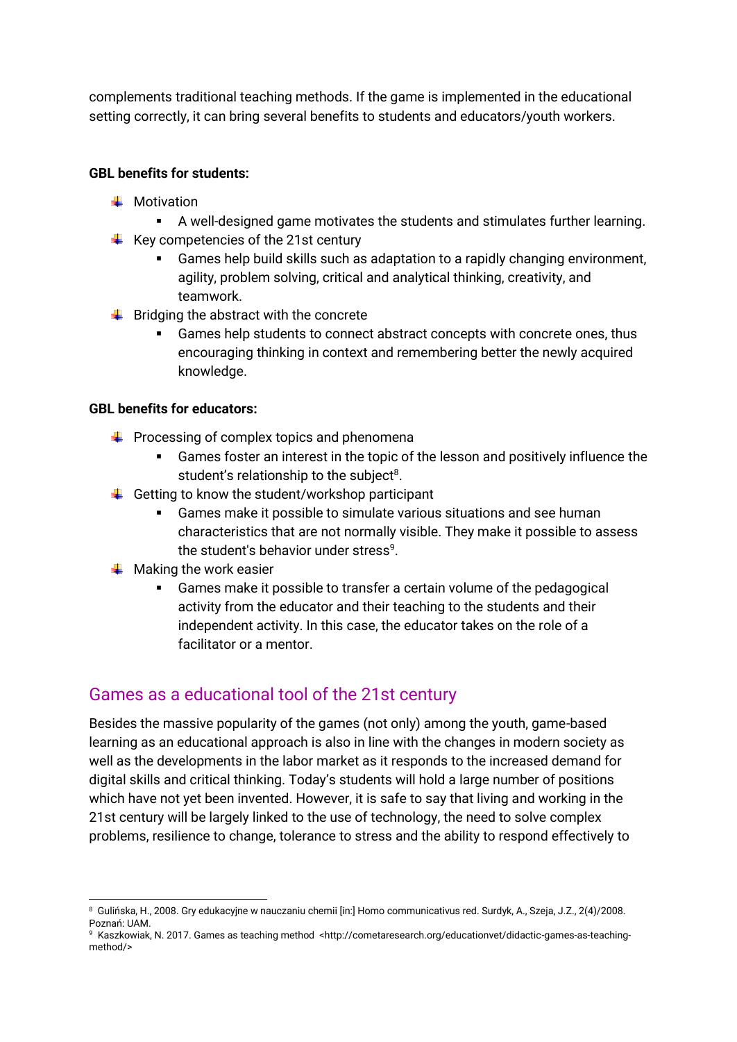complements traditional teaching methods. If the game is implemented in the educational setting correctly, it can bring several benefits to students and educators/youth workers.

**GBL benefits for students:**

- Motivation
  - A well-designed game motivates the students and stimulates further learning.
- Key competencies of the 21st century
  - Games help build skills such as adaptation to a rapidly changing environment, agility, problem solving, critical and analytical thinking, creativity, and teamwork.
- Bridging the abstract with the concrete
  - Games help students to connect abstract concepts with concrete ones, thus encouraging thinking in context and remembering better the newly acquired knowledge.

**GBL benefits for educators:**

- Processing of complex topics and phenomena
  - Games foster an interest in the topic of the lesson and positively influence the student's relationship to the subject[8].
- Getting to know the student/workshop participant
  - Games make it possible to simulate various situations and see human characteristics that are not normally visible. They make it possible to assess the student's behavior under stress[9].
- Making the work easier
  - Games make it possible to transfer a certain volume of the pedagogical activity from the educator and their teaching to the students and their independent activity. In this case, the educator takes on the role of a facilitator or a mentor.

## Games as a educational tool of the 21st century

Besides the massive popularity of the games (not only) among the youth, game-based learning as an educational approach is also in line with the changes in modern society as well as the developments in the labor market as it responds to the increased demand for digital skills and critical thinking. Today's students will hold a large number of positions which have not yet been invented. However, it is safe to say that living and working in the 21st century will be largely linked to the use of technology, the need to solve complex problems, resilience to change, tolerance to stress and the ability to respond effectively to

---

[8] Gulińska, H., 2008. Gry edukacyjne w nauczaniu chemii [in:] Homo communicativus red. Surdyk, A., Szeja, J.Z., 2(4)/2008. Poznań: UAM.

[9] Kaszkowiak, N. 2017. Games as teaching method <http://cometaresearch.org/educationvet/didactic-games-as-teaching-method/>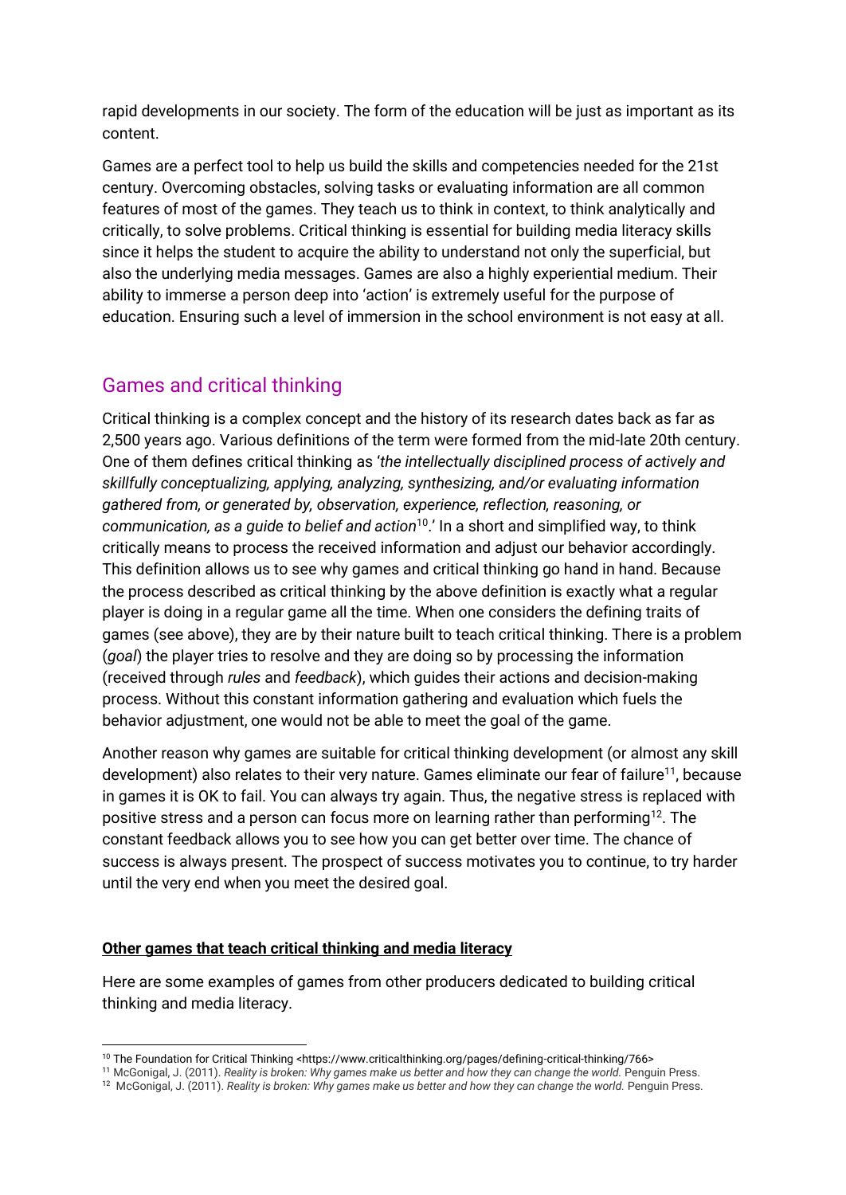rapid developments in our society. The form of the education will be just as important as its content.

Games are a perfect tool to help us build the skills and competencies needed for the 21st century. Overcoming obstacles, solving tasks or evaluating information are all common features of most of the games. They teach us to think in context, to think analytically and critically, to solve problems. Critical thinking is essential for building media literacy skills since it helps the student to acquire the ability to understand not only the superficial, but also the underlying media messages. Games are also a highly experiential medium. Their ability to immerse a person deep into 'action' is extremely useful for the purpose of education. Ensuring such a level of immersion in the school environment is not easy at all.

## Games and critical thinking

Critical thinking is a complex concept and the history of its research dates back as far as 2,500 years ago. Various definitions of the term were formed from the mid-late 20th century. One of them defines critical thinking as '*the intellectually disciplined process of actively and skillfully conceptualizing, applying, analyzing, synthesizing, and/or evaluating information gathered from, or generated by, observation, experience, reflection, reasoning, or communication, as a guide to belief and action*[10].' In a short and simplified way, to think critically means to process the received information and adjust our behavior accordingly. This definition allows us to see why games and critical thinking go hand in hand. Because the process described as critical thinking by the above definition is exactly what a regular player is doing in a regular game all the time. When one considers the defining traits of games (see above), they are by their nature built to teach critical thinking. There is a problem (*goal*) the player tries to resolve and they are doing so by processing the information (received through *rules* and *feedback*), which guides their actions and decision-making process. Without this constant information gathering and evaluation which fuels the behavior adjustment, one would not be able to meet the goal of the game.

Another reason why games are suitable for critical thinking development (or almost any skill development) also relates to their very nature. Games eliminate our fear of failure[11], because in games it is OK to fail. You can always try again. Thus, the negative stress is replaced with positive stress and a person can focus more on learning rather than performing[12]. The constant feedback allows you to see how you can get better over time. The chance of success is always present. The prospect of success motivates you to continue, to try harder until the very end when you meet the desired goal.

**Other games that teach critical thinking and media literacy**

Here are some examples of games from other producers dedicated to building critical thinking and media literacy.

---

[10] The Foundation for Critical Thinking <https://www.criticalthinking.org/pages/defining-critical-thinking/766>

[11] McGonigal, J. (2011). *Reality is broken: Why games make us better and how they can change the world.* Penguin Press.

[12] McGonigal, J. (2011). *Reality is broken: Why games make us better and how they can change the world.* Penguin Press.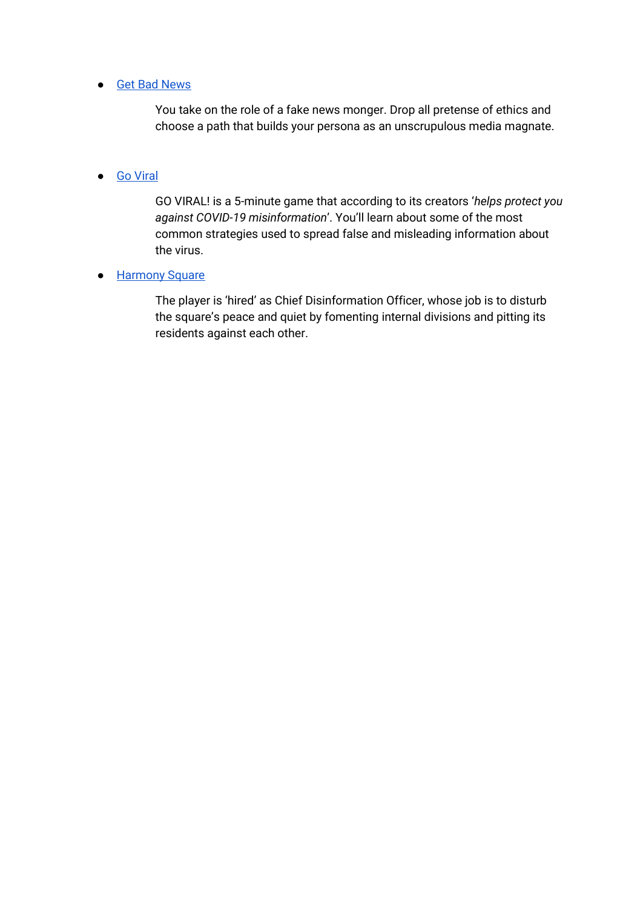- [Get Bad News]()

    You take on the role of a fake news monger. Drop all pretense of ethics and choose a path that builds your persona as an unscrupulous media magnate.

- [Go Viral]()

    GO VIRAL! is a 5-minute game that according to its creators '*helps protect you against COVID-19 misinformation*'. You'll learn about some of the most common strategies used to spread false and misleading information about the virus.

- [Harmony Square]()

    The player is 'hired' as Chief Disinformation Officer, whose job is to disturb the square's peace and quiet by fomenting internal divisions and pitting its residents against each other.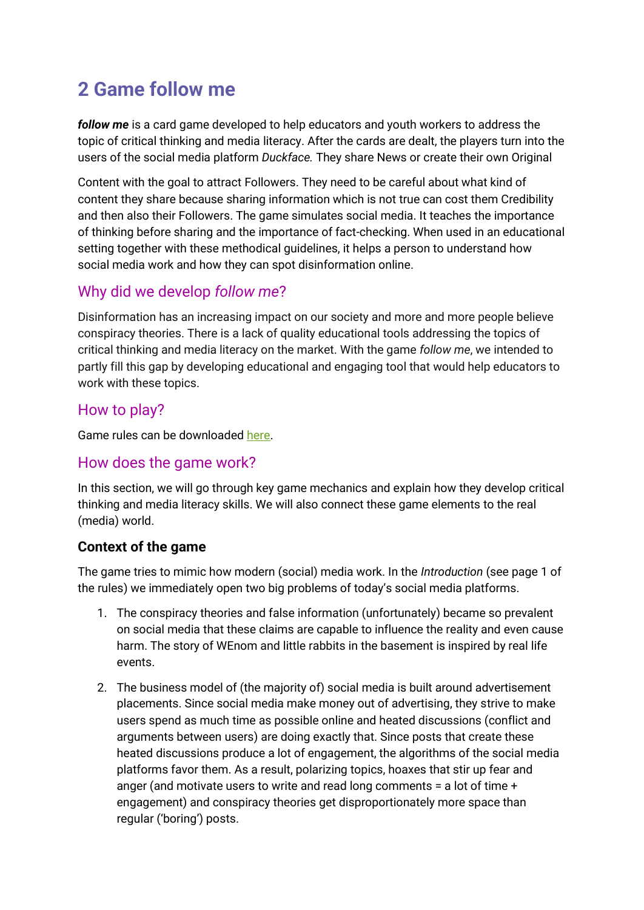# 2 Game follow me

***follow me*** is a card game developed to help educators and youth workers to address the topic of critical thinking and media literacy. After the cards are dealt, the players turn into the users of the social media platform *Duckface.* They share News or create their own Original

Content with the goal to attract Followers. They need to be careful about what kind of content they share because sharing information which is not true can cost them Credibility and then also their Followers. The game simulates social media. It teaches the importance of thinking before sharing and the importance of fact-checking. When used in an educational setting together with these methodical guidelines, it helps a person to understand how social media work and how they can spot disinformation online.

## Why did we develop *follow me*?

Disinformation has an increasing impact on our society and more and more people believe conspiracy theories. There is a lack of quality educational tools addressing the topics of critical thinking and media literacy on the market. With the game *follow me*, we intended to partly fill this gap by developing educational and engaging tool that would help educators to work with these topics.

## How to play?

Game rules can be downloaded here.

## How does the game work?

In this section, we will go through key game mechanics and explain how they develop critical thinking and media literacy skills. We will also connect these game elements to the real (media) world.

### Context of the game

The game tries to mimic how modern (social) media work. In the *Introduction* (see page 1 of the rules) we immediately open two big problems of today's social media platforms.

1. The conspiracy theories and false information (unfortunately) became so prevalent on social media that these claims are capable to influence the reality and even cause harm. The story of WEnom and little rabbits in the basement is inspired by real life events.
2. The business model of (the majority of) social media is built around advertisement placements. Since social media make money out of advertising, they strive to make users spend as much time as possible online and heated discussions (conflict and arguments between users) are doing exactly that. Since posts that create these heated discussions produce a lot of engagement, the algorithms of the social media platforms favor them. As a result, polarizing topics, hoaxes that stir up fear and anger (and motivate users to write and read long comments = a lot of time + engagement) and conspiracy theories get disproportionately more space than regular ('boring') posts.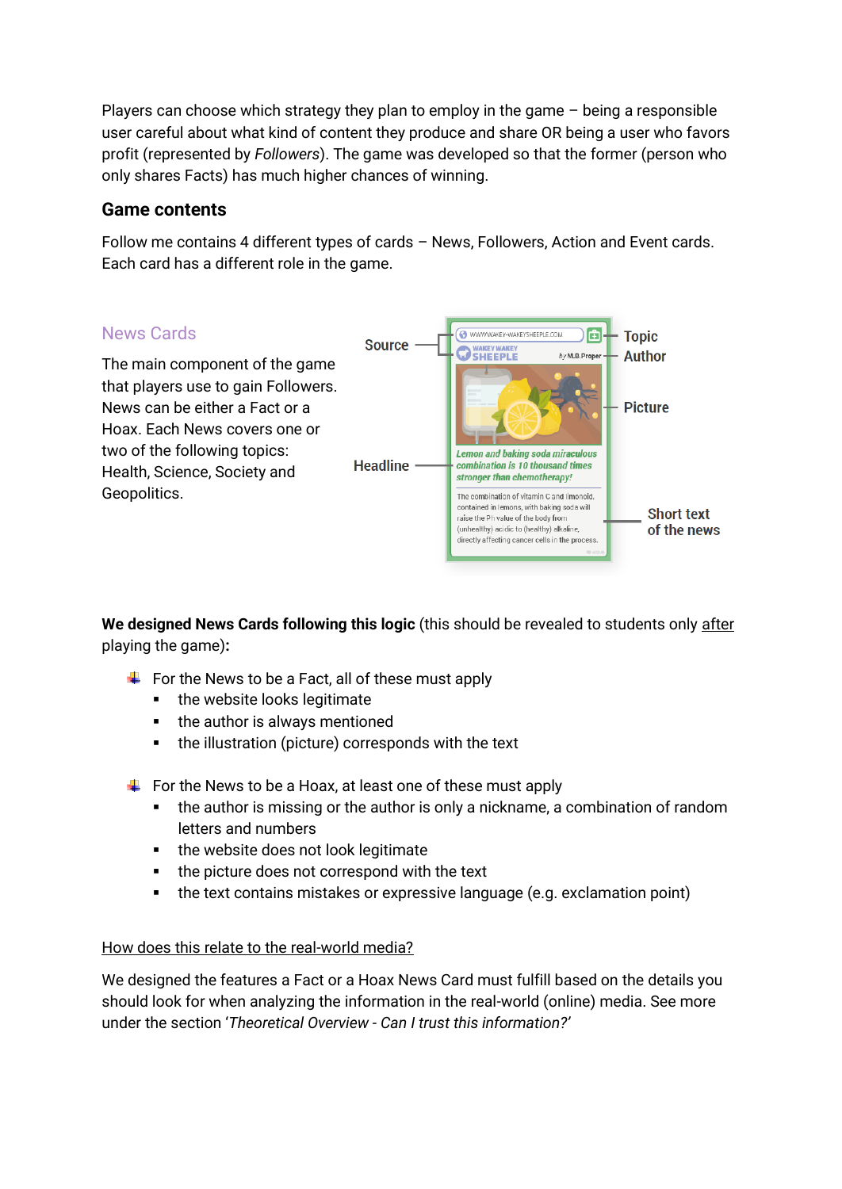Players can choose which strategy they plan to employ in the game – being a responsible user careful about what kind of content they produce and share OR being a user who favors profit (represented by *Followers*). The game was developed so that the former (person who only shares Facts) has much higher chances of winning.

## Game contents

Follow me contains 4 different types of cards – News, Followers, Action and Event cards. Each card has a different role in the game.

### News Cards

The main component of the game that players use to gain Followers. News can be either a Fact or a Hoax. Each News covers one or two of the following topics: Health, Science, Society and Geopolitics.

**We designed News Cards following this logic** (this should be revealed to students only <u>after</u> playing the game)**:**

- For the News to be a Fact, all of these must apply
  - the website looks legitimate
  - the author is always mentioned
  - the illustration (picture) corresponds with the text
- For the News to be a Hoax, at least one of these must apply
  - the author is missing or the author is only a nickname, a combination of random letters and numbers
  - the website does not look legitimate
  - the picture does not correspond with the text
  - the text contains mistakes or expressive language (e.g. exclamation point)

<u>How does this relate to the real-world media?</u>

We designed the features a Fact or a Hoax News Card must fulfill based on the details you should look for when analyzing the information in the real-world (online) media. See more under the section '*Theoretical Overview - Can I trust this information?*'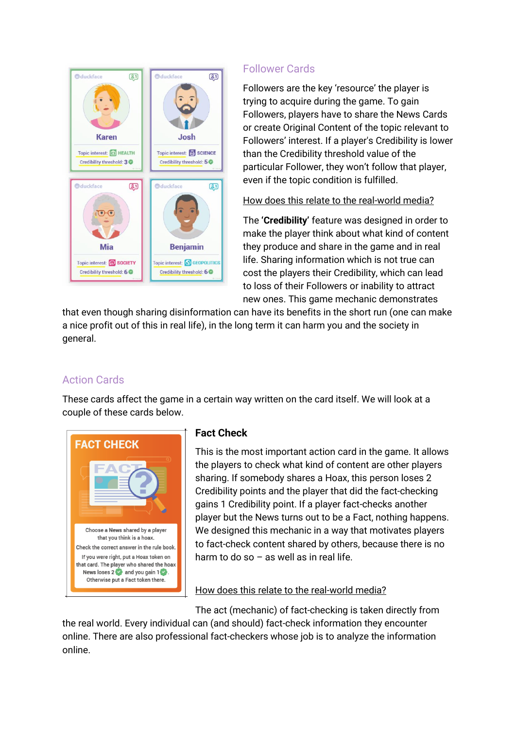## Follower Cards

Followers are the key 'resource' the player is trying to acquire during the game. To gain Followers, players have to share the News Cards or create Original Content of the topic relevant to Followers' interest. If a player's Credibility is lower than the Credibility threshold value of the particular Follower, they won't follow that player, even if the topic condition is fulfilled.

How does this relate to the real-world media?

The **'Credibility'** feature was designed in order to make the player think about what kind of content they produce and share in the game and in real life. Sharing information which is not true can cost the players their Credibility, which can lead to loss of their Followers or inability to attract new ones. This game mechanic demonstrates that even though sharing disinformation can have its benefits in the short run (one can make a nice profit out of this in real life), in the long term it can harm you and the society in general.

## Action Cards

These cards affect the game in a certain way written on the card itself. We will look at a couple of these cards below.

### Fact Check

This is the most important action card in the game. It allows the players to check what kind of content are other players sharing. If somebody shares a Hoax, this person loses 2 Credibility points and the player that did the fact-checking gains 1 Credibility point. If a player fact-checks another player but the News turns out to be a Fact, nothing happens. We designed this mechanic in a way that motivates players to fact-check content shared by others, because there is no harm to do so – as well as in real life.

How does this relate to the real-world media?

The act (mechanic) of fact-checking is taken directly from the real world. Every individual can (and should) fact-check information they encounter online. There are also professional fact-checkers whose job is to analyze the information online.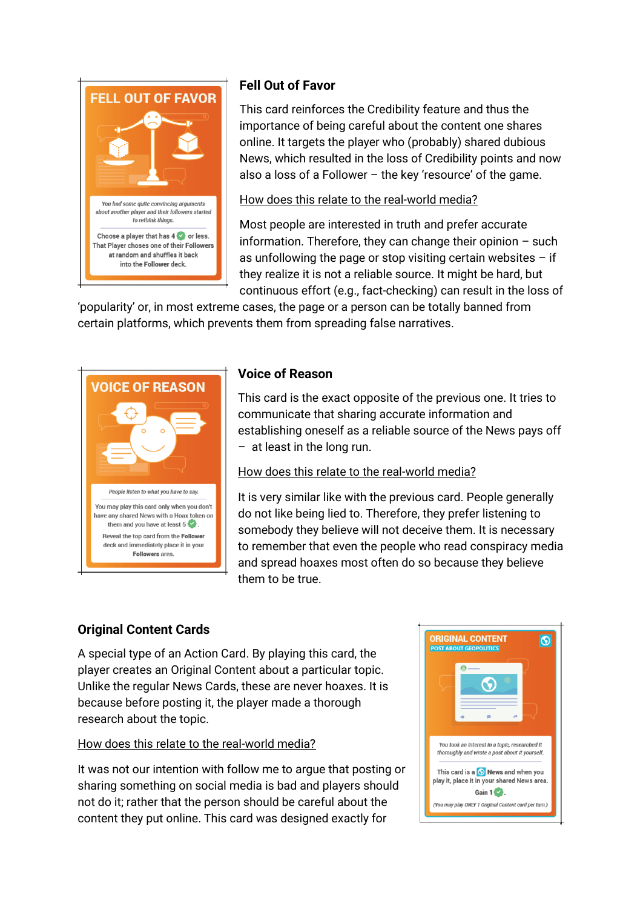### Fell Out of Favor

This card reinforces the Credibility feature and thus the importance of being careful about the content one shares online. It targets the player who (probably) shared dubious News, which resulted in the loss of Credibility points and now also a loss of a Follower – the key 'resource' of the game.

How does this relate to the real-world media?

Most people are interested in truth and prefer accurate information. Therefore, they can change their opinion – such as unfollowing the page or stop visiting certain websites – if they realize it is not a reliable source. It might be hard, but continuous effort (e.g., fact-checking) can result in the loss of 'popularity' or, in most extreme cases, the page or a person can be totally banned from certain platforms, which prevents them from spreading false narratives.

### Voice of Reason

This card is the exact opposite of the previous one. It tries to communicate that sharing accurate information and establishing oneself as a reliable source of the News pays off – at least in the long run.

How does this relate to the real-world media?

It is very similar like with the previous card. People generally do not like being lied to. Therefore, they prefer listening to somebody they believe will not deceive them. It is necessary to remember that even the people who read conspiracy media and spread hoaxes most often do so because they believe them to be true.

### Original Content Cards

A special type of an Action Card. By playing this card, the player creates an Original Content about a particular topic. Unlike the regular News Cards, these are never hoaxes. It is because before posting it, the player made a thorough research about the topic.

How does this relate to the real-world media?

It was not our intention with follow me to argue that posting or sharing something on social media is bad and players should not do it; rather that the person should be careful about the content they put online. This card was designed exactly for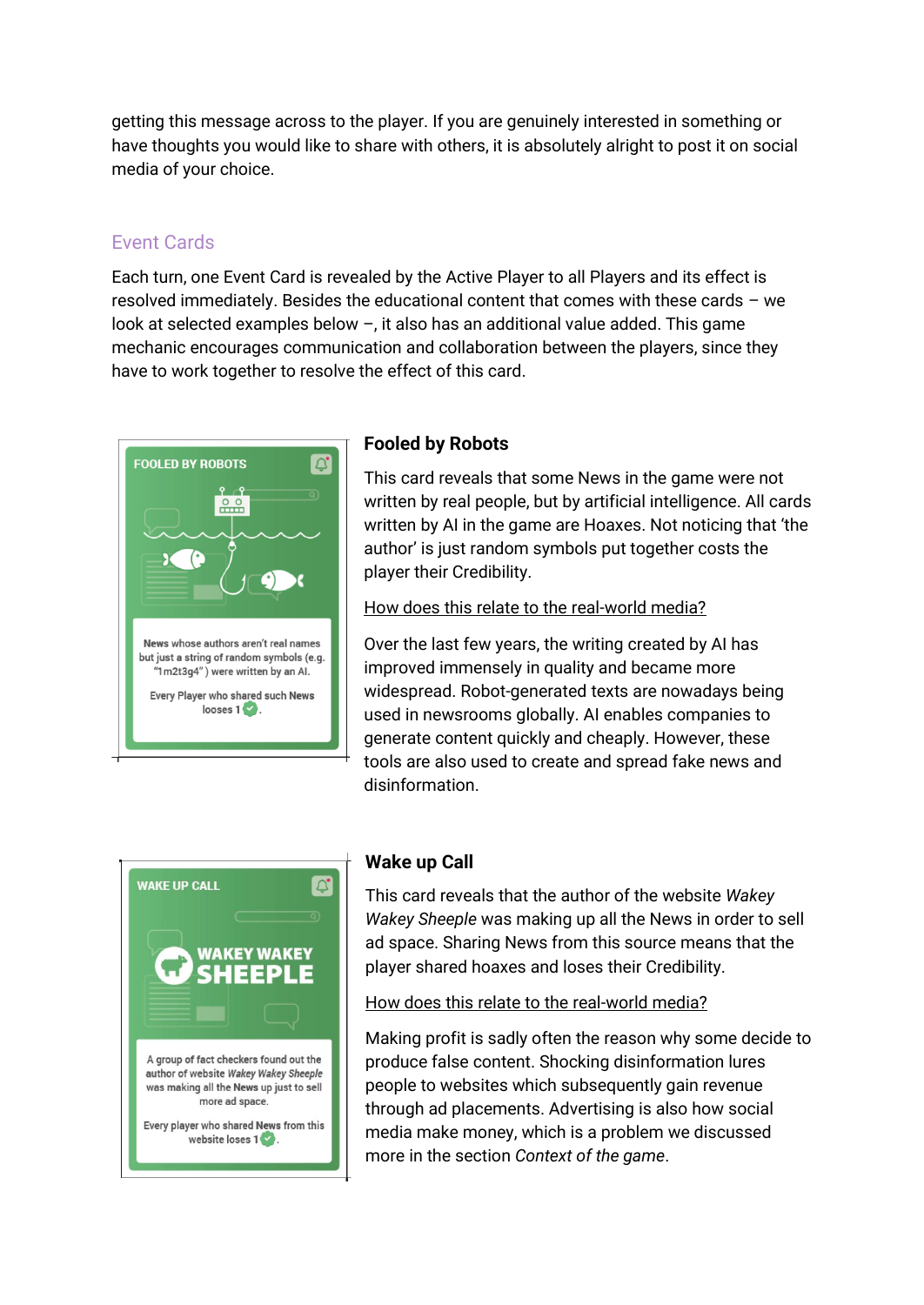getting this message across to the player. If you are genuinely interested in something or have thoughts you would like to share with others, it is absolutely alright to post it on social media of your choice.

## Event Cards

Each turn, one Event Card is revealed by the Active Player to all Players and its effect is resolved immediately. Besides the educational content that comes with these cards – we look at selected examples below –, it also has an additional value added. This game mechanic encourages communication and collaboration between the players, since they have to work together to resolve the effect of this card.

FOOLED BY ROBOTS

News whose authors aren't real names but just a string of random symbols (e.g. "1m2t3g4") were written by an AI.

Every Player who shared such News looses 1 .

### Fooled by Robots

This card reveals that some News in the game were not written by real people, but by artificial intelligence. All cards written by AI in the game are Hoaxes. Not noticing that 'the author' is just random symbols put together costs the player their Credibility.

How does this relate to the real-world media?

Over the last few years, the writing created by AI has improved immensely in quality and became more widespread. Robot-generated texts are nowadays being used in newsrooms globally. AI enables companies to generate content quickly and cheaply. However, these tools are also used to create and spread fake news and disinformation.

WAKE UP CALL

WAKEY WAKEY SHEEPLE

A group of fact checkers found out the author of website *Wakey Wakey Sheeple* was making all the News up just to sell more ad space.

Every player who shared News from this website loses 1 .

### Wake up Call

This card reveals that the author of the website *Wakey Wakey Sheeple* was making up all the News in order to sell ad space. Sharing News from this source means that the player shared hoaxes and loses their Credibility.

How does this relate to the real-world media?

Making profit is sadly often the reason why some decide to produce false content. Shocking disinformation lures people to websites which subsequently gain revenue through ad placements. Advertising is also how social media make money, which is a problem we discussed more in the section *Context of the game*.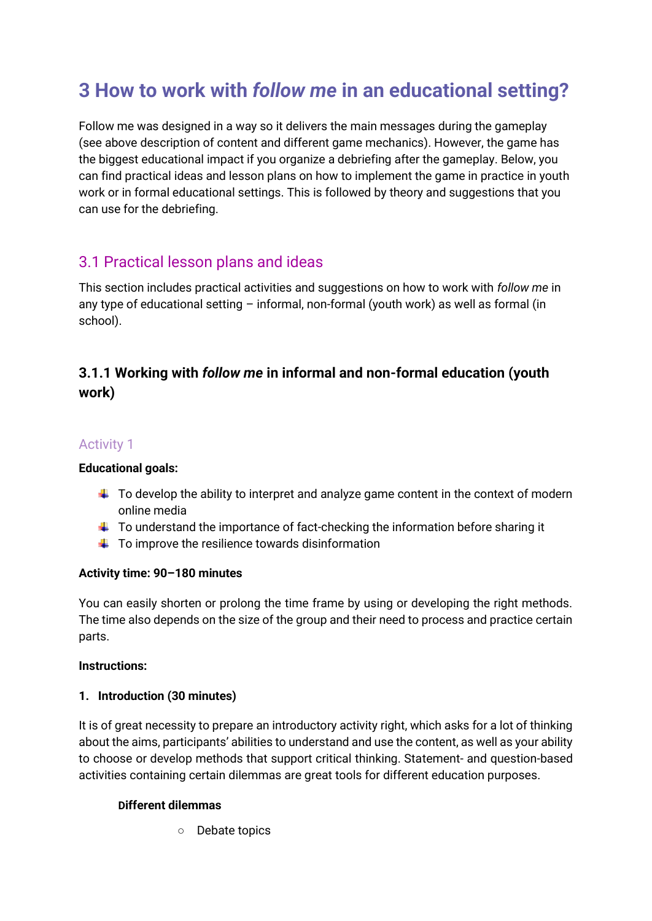# 3 How to work with *follow me* in an educational setting?

Follow me was designed in a way so it delivers the main messages during the gameplay (see above description of content and different game mechanics). However, the game has the biggest educational impact if you organize a debriefing after the gameplay. Below, you can find practical ideas and lesson plans on how to implement the game in practice in youth work or in formal educational settings. This is followed by theory and suggestions that you can use for the debriefing.

## 3.1 Practical lesson plans and ideas

This section includes practical activities and suggestions on how to work with *follow me* in any type of educational setting – informal, non-formal (youth work) as well as formal (in school).

### 3.1.1 Working with *follow me* in informal and non-formal education (youth work)

#### Activity 1

**Educational goals:**

- To develop the ability to interpret and analyze game content in the context of modern online media
- To understand the importance of fact-checking the information before sharing it
- To improve the resilience towards disinformation

**Activity time: 90–180 minutes**

You can easily shorten or prolong the time frame by using or developing the right methods. The time also depends on the size of the group and their need to process and practice certain parts.

**Instructions:**

1. **Introduction (30 minutes)**

It is of great necessity to prepare an introductory activity right, which asks for a lot of thinking about the aims, participants' abilities to understand and use the content, as well as your ability to choose or develop methods that support critical thinking. Statement- and question-based activities containing certain dilemmas are great tools for different education purposes.

**Different dilemmas**

- Debate topics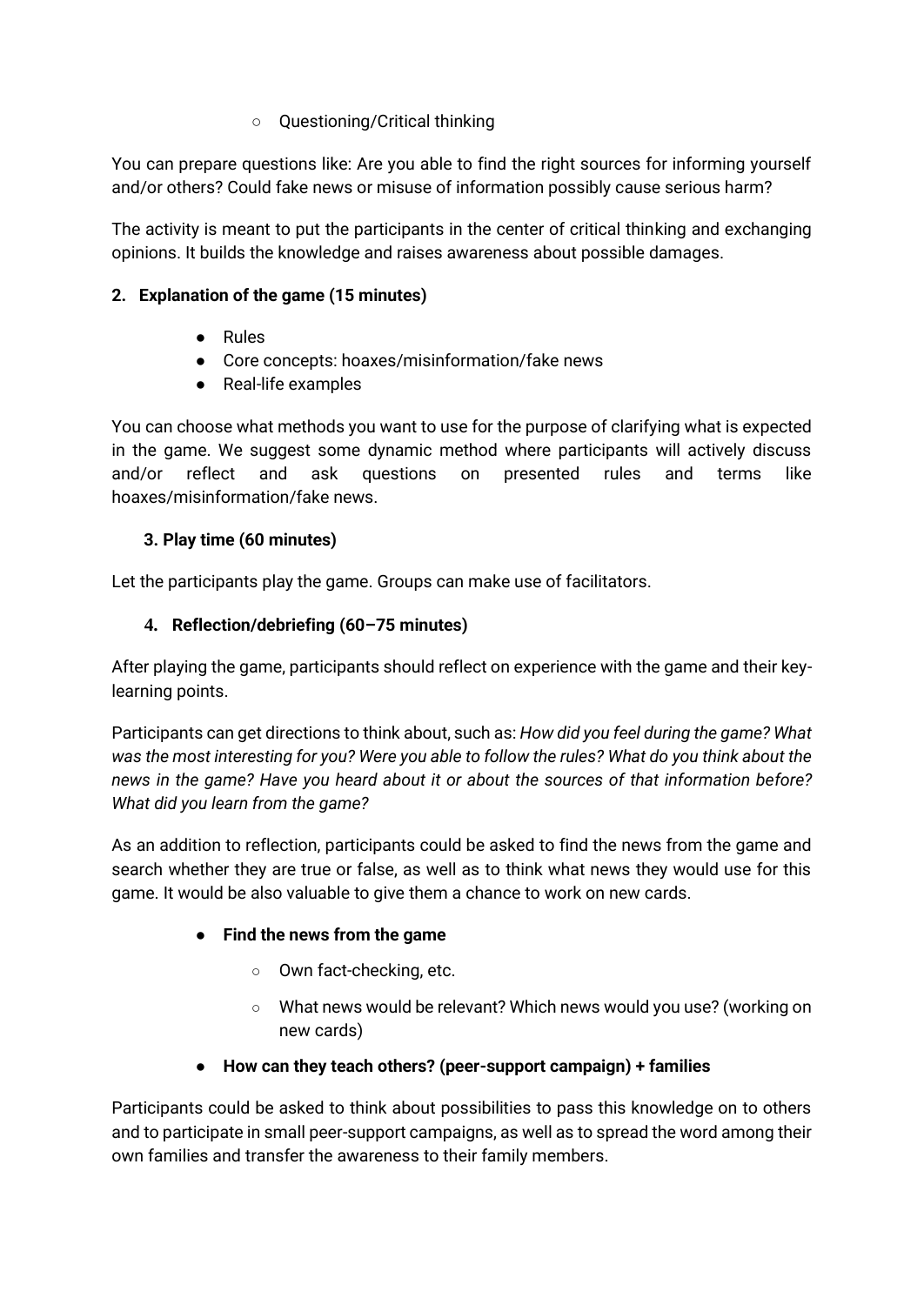- Questioning/Critical thinking

You can prepare questions like: Are you able to find the right sources for informing yourself and/or others? Could fake news or misuse of information possibly cause serious harm?

The activity is meant to put the participants in the center of critical thinking and exchanging opinions. It builds the knowledge and raises awareness about possible damages.

**2. Explanation of the game (15 minutes)**

- Rules
- Core concepts: hoaxes/misinformation/fake news
- Real-life examples

You can choose what methods you want to use for the purpose of clarifying what is expected in the game. We suggest some dynamic method where participants will actively discuss and/or reflect and ask questions on presented rules and terms like hoaxes/misinformation/fake news.

**3. Play time (60 minutes)**

Let the participants play the game. Groups can make use of facilitators.

**4. Reflection/debriefing (60–75 minutes)**

After playing the game, participants should reflect on experience with the game and their key-learning points.

Participants can get directions to think about, such as: *How did you feel during the game? What was the most interesting for you? Were you able to follow the rules? What do you think about the news in the game? Have you heard about it or about the sources of that information before? What did you learn from the game?*

As an addition to reflection, participants could be asked to find the news from the game and search whether they are true or false, as well as to think what news they would use for this game. It would be also valuable to give them a chance to work on new cards.

- **Find the news from the game**
    - Own fact-checking, etc.
    - What news would be relevant? Which news would you use? (working on new cards)
- **How can they teach others? (peer-support campaign) + families**

Participants could be asked to think about possibilities to pass this knowledge on to others and to participate in small peer-support campaigns, as well as to spread the word among their own families and transfer the awareness to their family members.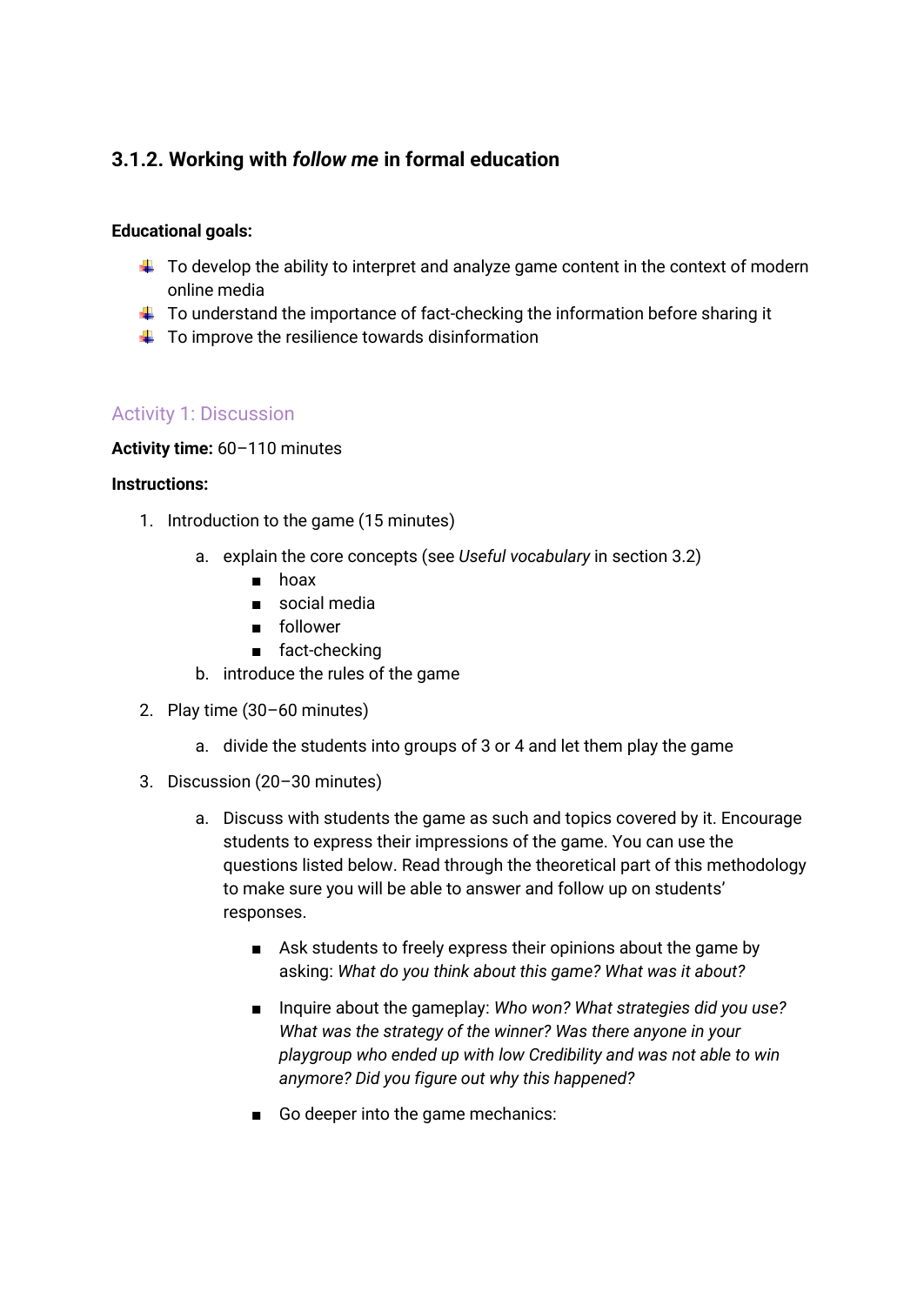### 3.1.2. Working with *follow me* in formal education

**Educational goals:**

- To develop the ability to interpret and analyze game content in the context of modern online media
- To understand the importance of fact-checking the information before sharing it
- To improve the resilience towards disinformation

#### Activity 1: Discussion

**Activity time:** 60–110 minutes

**Instructions:**

1. Introduction to the game (15 minutes)
    a. explain the core concepts (see *Useful vocabulary* in section 3.2)
        - hoax
        - social media
        - follower
        - fact-checking
    b. introduce the rules of the game
2. Play time (30–60 minutes)
    a. divide the students into groups of 3 or 4 and let them play the game
3. Discussion (20–30 minutes)
    a. Discuss with students the game as such and topics covered by it. Encourage students to express their impressions of the game. You can use the questions listed below. Read through the theoretical part of this methodology to make sure you will be able to answer and follow up on students' responses.
        - Ask students to freely express their opinions about the game by asking: *What do you think about this game? What was it about?*
        - Inquire about the gameplay: *Who won? What strategies did you use? What was the strategy of the winner? Was there anyone in your playgroup who ended up with low Credibility and was not able to win anymore? Did you figure out why this happened?*
        - Go deeper into the game mechanics: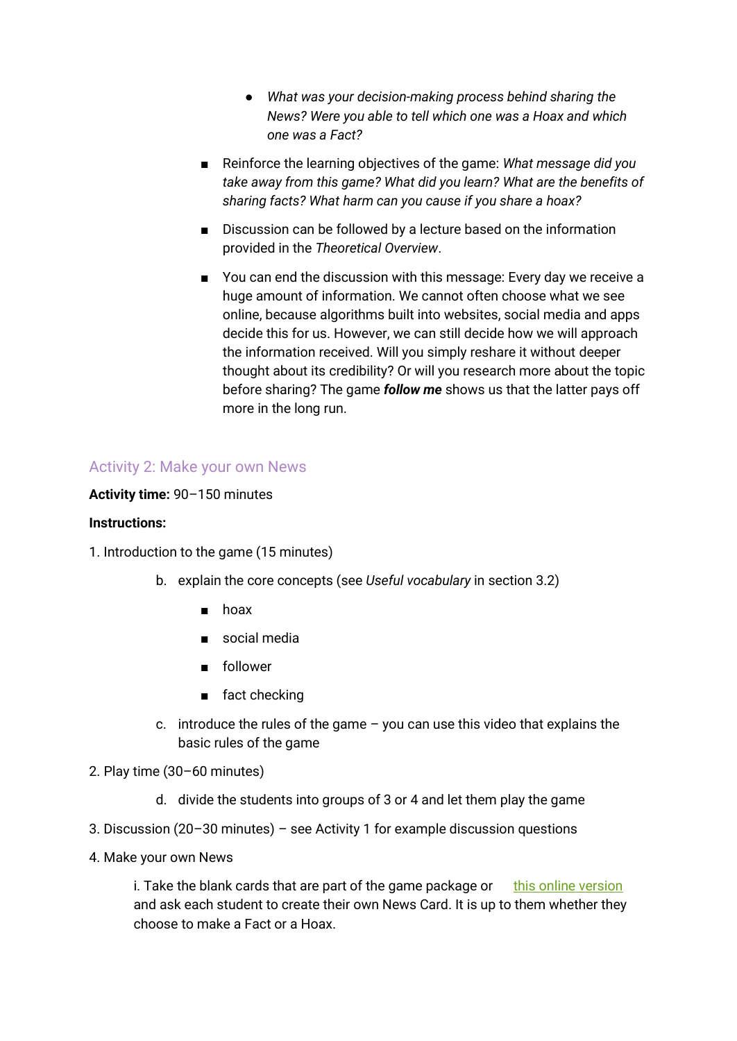- *What was your decision-making process behind sharing the News? Were you able to tell which one was a Hoax and which one was a Fact?*

- Reinforce the learning objectives of the game: *What message did you take away from this game? What did you learn? What are the benefits of sharing facts? What harm can you cause if you share a hoax?*

- Discussion can be followed by a lecture based on the information provided in the *Theoretical Overview*.

- You can end the discussion with this message: Every day we receive a huge amount of information. We cannot often choose what we see online, because algorithms built into websites, social media and apps decide this for us. However, we can still decide how we will approach the information received. Will you simply reshare it without deeper thought about its credibility? Or will you research more about the topic before sharing? The game ***follow me*** shows us that the latter pays off more in the long run.

## Activity 2: Make your own News

**Activity time:** 90–150 minutes

**Instructions:**

1. Introduction to the game (15 minutes)

   b. explain the core concepts (see *Useful vocabulary* in section 3.2)

      - hoax
      - social media
      - follower
      - fact checking

   c. introduce the rules of the game – you can use this video that explains the basic rules of the game

2. Play time (30–60 minutes)

   d. divide the students into groups of 3 or 4 and let them play the game

3. Discussion (20–30 minutes) – see Activity 1 for example discussion questions

4. Make your own News

   i. Take the blank cards that are part of the game package or this online version and ask each student to create their own News Card. It is up to them whether they choose to make a Fact or a Hoax.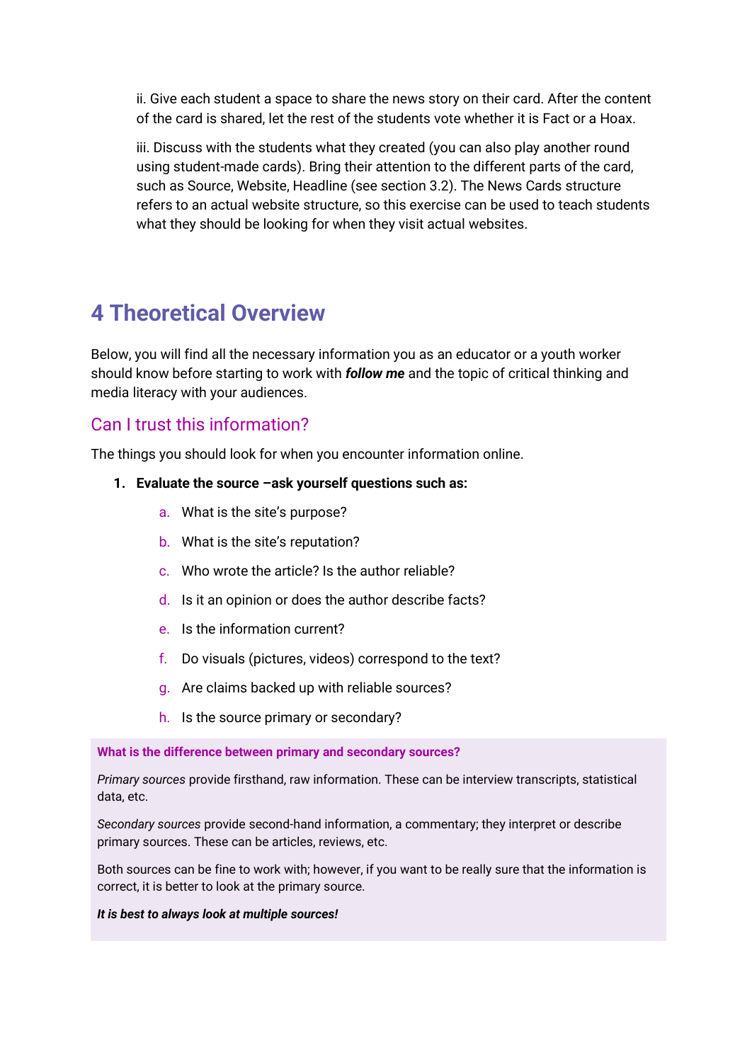ii. Give each student a space to share the news story on their card. After the content of the card is shared, let the rest of the students vote whether it is Fact or a Hoax.

iii. Discuss with the students what they created (you can also play another round using student-made cards). Bring their attention to the different parts of the card, such as Source, Website, Headline (see section 3.2). The News Cards structure refers to an actual website structure, so this exercise can be used to teach students what they should be looking for when they visit actual websites.

# 4 Theoretical Overview

Below, you will find all the necessary information you as an educator or a youth worker should know before starting to work with ***follow me*** and the topic of critical thinking and media literacy with your audiences.

## Can I trust this information?

The things you should look for when you encounter information online.

1. **Evaluate the source –ask yourself questions such as:**
    a. What is the site's purpose?
    b. What is the site's reputation?
    c. Who wrote the article? Is the author reliable?
    d. Is it an opinion or does the author describe facts?
    e. Is the information current?
    f. Do visuals (pictures, videos) correspond to the text?
    g. Are claims backed up with reliable sources?
    h. Is the source primary or secondary?

**What is the difference between primary and secondary sources?**

*Primary sources* provide firsthand, raw information. These can be interview transcripts, statistical data, etc.

*Secondary sources* provide second-hand information, a commentary; they interpret or describe primary sources. These can be articles, reviews, etc.

Both sources can be fine to work with; however, if you want to be really sure that the information is correct, it is better to look at the primary source.

***It is best to always look at multiple sources!***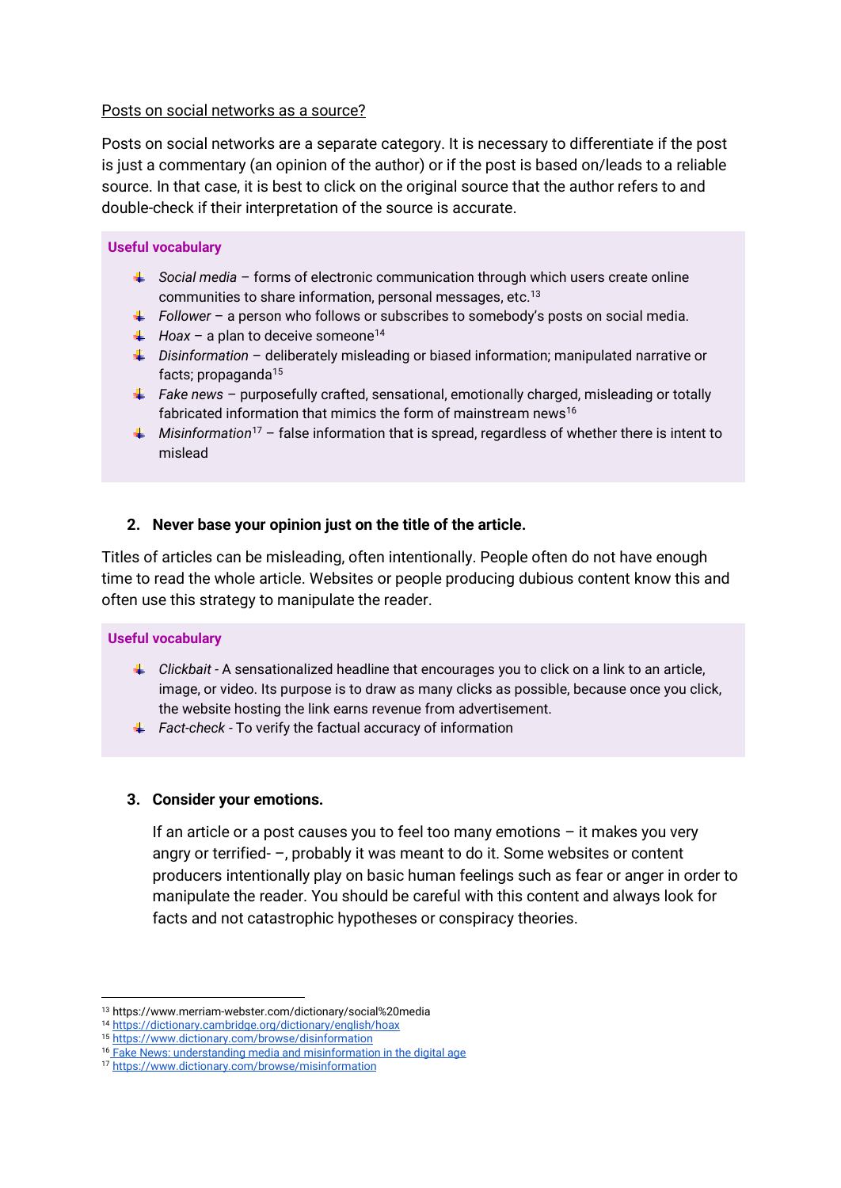Posts on social networks as a source?

Posts on social networks are a separate category. It is necessary to differentiate if the post is just a commentary (an opinion of the author) or if the post is based on/leads to a reliable source. In that case, it is best to click on the original source that the author refers to and double-check if their interpretation of the source is accurate.

**Useful vocabulary**

- *Social media* – forms of electronic communication through which users create online communities to share information, personal messages, etc.[13]
- *Follower* – a person who follows or subscribes to somebody's posts on social media.
- *Hoax* – a plan to deceive someone[14]
- *Disinformation* – deliberately misleading or biased information; manipulated narrative or facts; propaganda[15]
- *Fake news* – purposefully crafted, sensational, emotionally charged, misleading or totally fabricated information that mimics the form of mainstream news[16]
- *Misinformation*[17] – false information that is spread, regardless of whether there is intent to mislead

### 2. Never base your opinion just on the title of the article.

Titles of articles can be misleading, often intentionally. People often do not have enough time to read the whole article. Websites or people producing dubious content know this and often use this strategy to manipulate the reader.

**Useful vocabulary**

- *Clickbait* - A sensationalized headline that encourages you to click on a link to an article, image, or video. Its purpose is to draw as many clicks as possible, because once you click, the website hosting the link earns revenue from advertisement.
- *Fact-check* - To verify the factual accuracy of information

### 3. Consider your emotions.

If an article or a post causes you to feel too many emotions – it makes you very angry or terrified- –, probably it was meant to do it. Some websites or content producers intentionally play on basic human feelings such as fear or anger in order to manipulate the reader. You should be careful with this content and always look for facts and not catastrophic hypotheses or conspiracy theories.

---

[13] https://www.merriam-webster.com/dictionary/social%20media
[14] https://dictionary.cambridge.org/dictionary/english/hoax
[15] https://www.dictionary.com/browse/disinformation
[16] Fake News: understanding media and misinformation in the digital age
[17] https://www.dictionary.com/browse/misinformation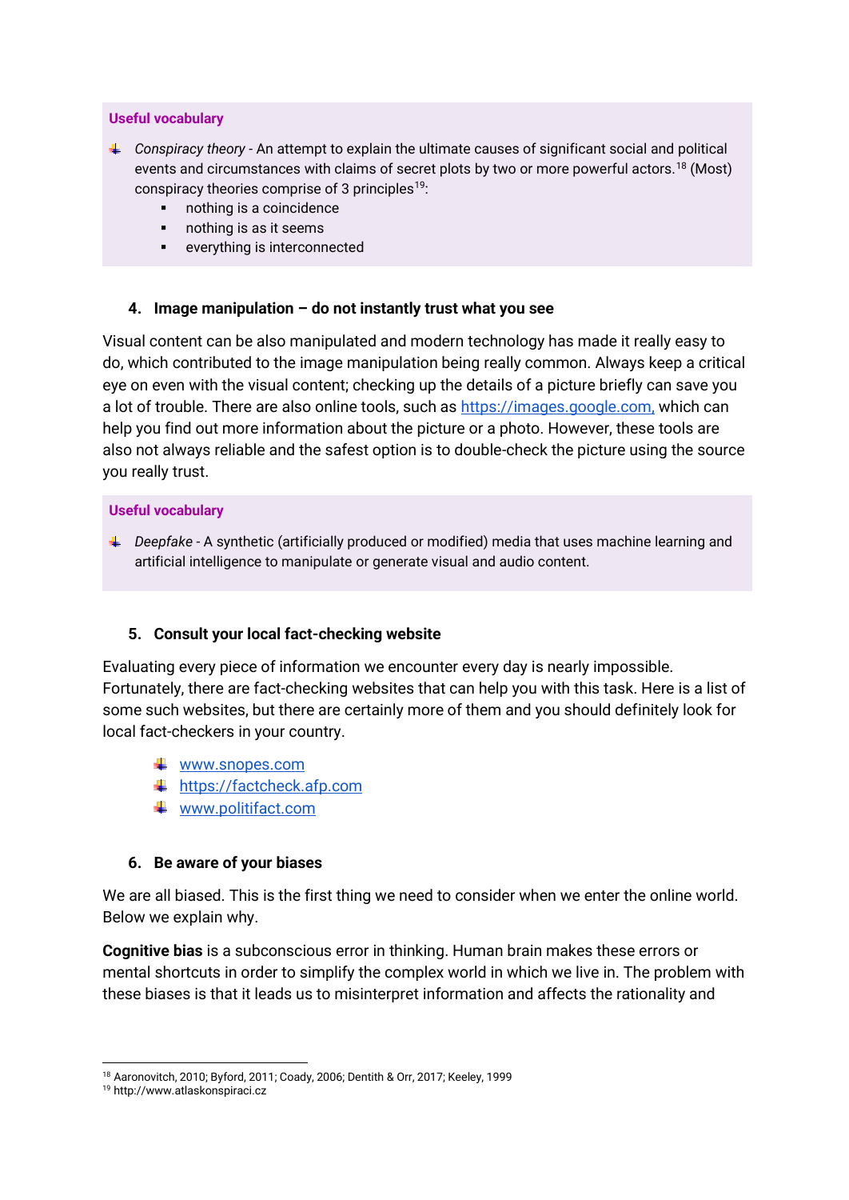**Useful vocabulary**

- *Conspiracy theory* - An attempt to explain the ultimate causes of significant social and political events and circumstances with claims of secret plots by two or more powerful actors.[18] (Most) conspiracy theories comprise of 3 principles[19]:
    - nothing is a coincidence
    - nothing is as it seems
    - everything is interconnected

### 4. Image manipulation – do not instantly trust what you see

Visual content can be also manipulated and modern technology has made it really easy to do, which contributed to the image manipulation being really common. Always keep a critical eye on even with the visual content; checking up the details of a picture briefly can save you a lot of trouble. There are also online tools, such as https://images.google.com, which can help you find out more information about the picture or a photo. However, these tools are also not always reliable and the safest option is to double-check the picture using the source you really trust.

**Useful vocabulary**

- *Deepfake* - A synthetic (artificially produced or modified) media that uses machine learning and artificial intelligence to manipulate or generate visual and audio content.

### 5. Consult your local fact-checking website

Evaluating every piece of information we encounter every day is nearly impossible. Fortunately, there are fact-checking websites that can help you with this task. Here is a list of some such websites, but there are certainly more of them and you should definitely look for local fact-checkers in your country.

- www.snopes.com
- https://factcheck.afp.com
- www.politifact.com

### 6. Be aware of your biases

We are all biased. This is the first thing we need to consider when we enter the online world. Below we explain why.

**Cognitive bias** is a subconscious error in thinking. Human brain makes these errors or mental shortcuts in order to simplify the complex world in which we live in. The problem with these biases is that it leads us to misinterpret information and affects the rationality and

[18] Aaronovitch, 2010; Byford, 2011; Coady, 2006; Dentith & Orr, 2017; Keeley, 1999

[19] http://www.atlaskonspiraci.cz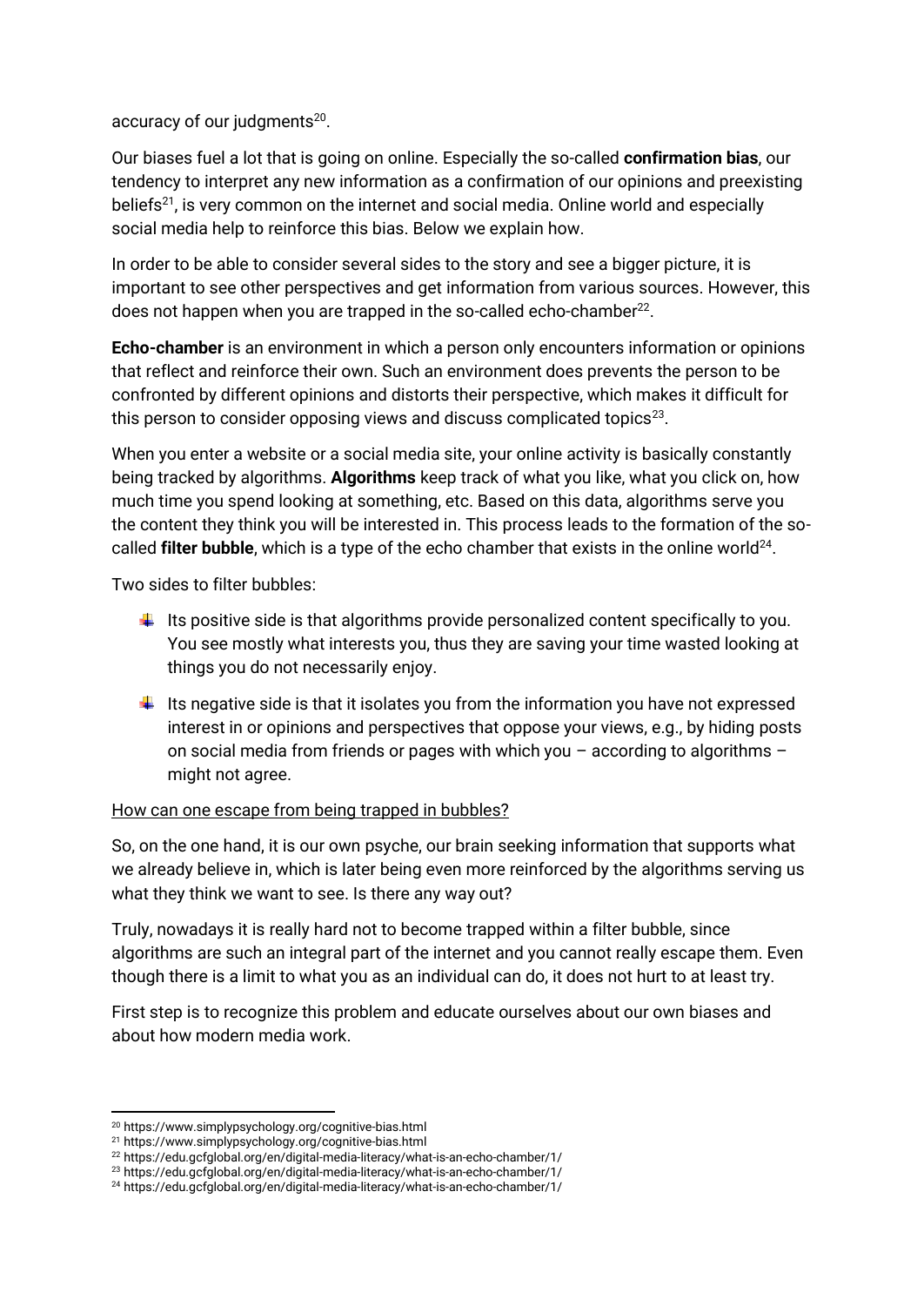accuracy of our judgments[20].

Our biases fuel a lot that is going on online. Especially the so-called **confirmation bias**, our tendency to interpret any new information as a confirmation of our opinions and preexisting beliefs[21], is very common on the internet and social media. Online world and especially social media help to reinforce this bias. Below we explain how.

In order to be able to consider several sides to the story and see a bigger picture, it is important to see other perspectives and get information from various sources. However, this does not happen when you are trapped in the so-called echo-chamber[22].

**Echo-chamber** is an environment in which a person only encounters information or opinions that reflect and reinforce their own. Such an environment does prevents the person to be confronted by different opinions and distorts their perspective, which makes it difficult for this person to consider opposing views and discuss complicated topics[23].

When you enter a website or a social media site, your online activity is basically constantly being tracked by algorithms. **Algorithms** keep track of what you like, what you click on, how much time you spend looking at something, etc. Based on this data, algorithms serve you the content they think you will be interested in. This process leads to the formation of the so-called **filter bubble**, which is a type of the echo chamber that exists in the online world[24].

Two sides to filter bubbles:

- Its positive side is that algorithms provide personalized content specifically to you. You see mostly what interests you, thus they are saving your time wasted looking at things you do not necessarily enjoy.
- Its negative side is that it isolates you from the information you have not expressed interest in or opinions and perspectives that oppose your views, e.g., by hiding posts on social media from friends or pages with which you – according to algorithms – might not agree.

<u>How can one escape from being trapped in bubbles?</u>

So, on the one hand, it is our own psyche, our brain seeking information that supports what we already believe in, which is later being even more reinforced by the algorithms serving us what they think we want to see. Is there any way out?

Truly, nowadays it is really hard not to become trapped within a filter bubble, since algorithms are such an integral part of the internet and you cannot really escape them. Even though there is a limit to what you as an individual can do, it does not hurt to at least try.

First step is to recognize this problem and educate ourselves about our own biases and about how modern media work.

---

[20] https://www.simplypsychology.org/cognitive-bias.html
[21] https://www.simplypsychology.org/cognitive-bias.html
[22] https://edu.gcfglobal.org/en/digital-media-literacy/what-is-an-echo-chamber/1/
[23] https://edu.gcfglobal.org/en/digital-media-literacy/what-is-an-echo-chamber/1/
[24] https://edu.gcfglobal.org/en/digital-media-literacy/what-is-an-echo-chamber/1/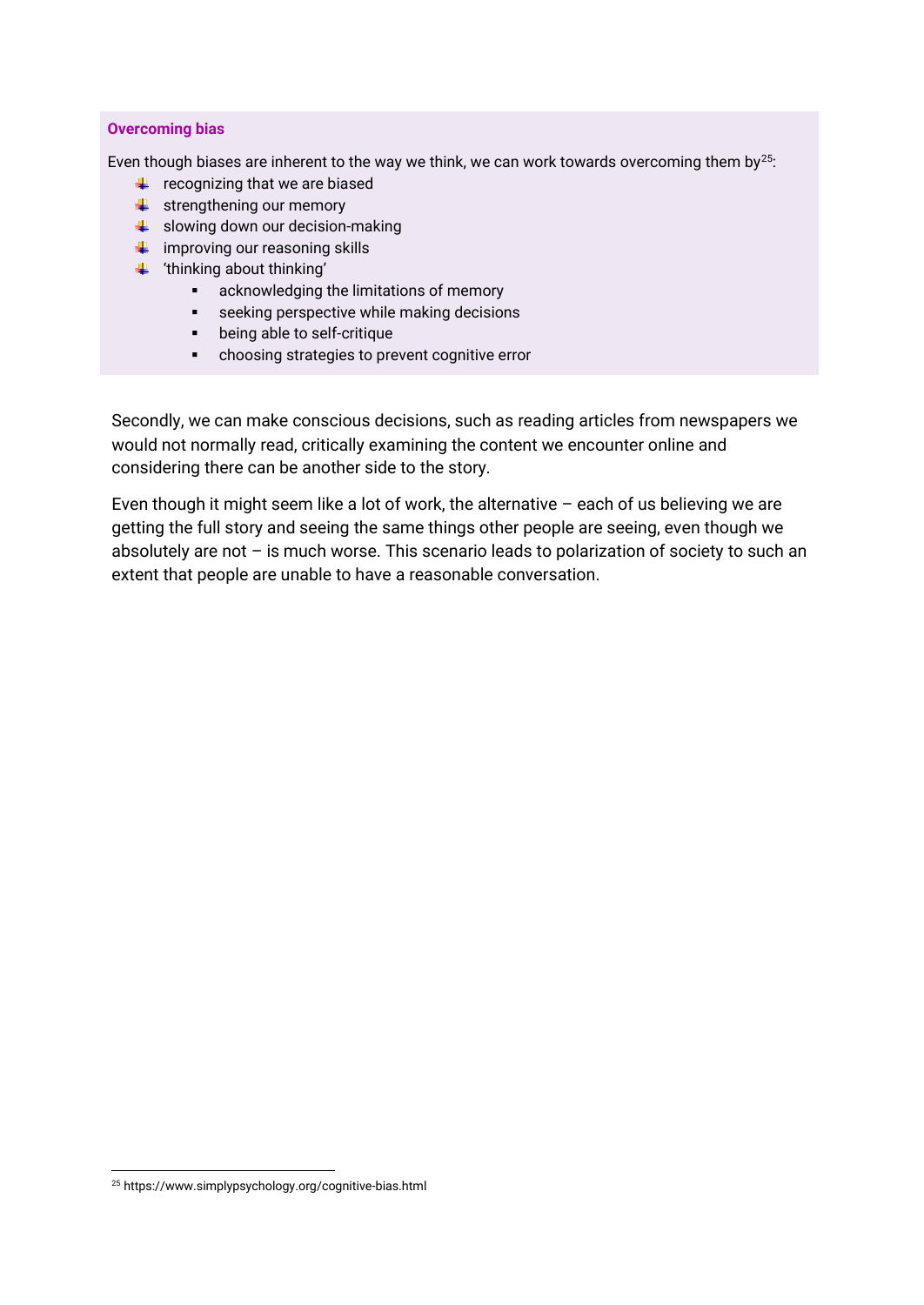**Overcoming bias**

Even though biases are inherent to the way we think, we can work towards overcoming them by[25]:

- recognizing that we are biased
- strengthening our memory
- slowing down our decision-making
- improving our reasoning skills
- 'thinking about thinking'
    - acknowledging the limitations of memory
    - seeking perspective while making decisions
    - being able to self-critique
    - choosing strategies to prevent cognitive error

Secondly, we can make conscious decisions, such as reading articles from newspapers we would not normally read, critically examining the content we encounter online and considering there can be another side to the story.

Even though it might seem like a lot of work, the alternative – each of us believing we are getting the full story and seeing the same things other people are seeing, even though we absolutely are not – is much worse. This scenario leads to polarization of society to such an extent that people are unable to have a reasonable conversation.

[25] https://www.simplypsychology.org/cognitive-bias.html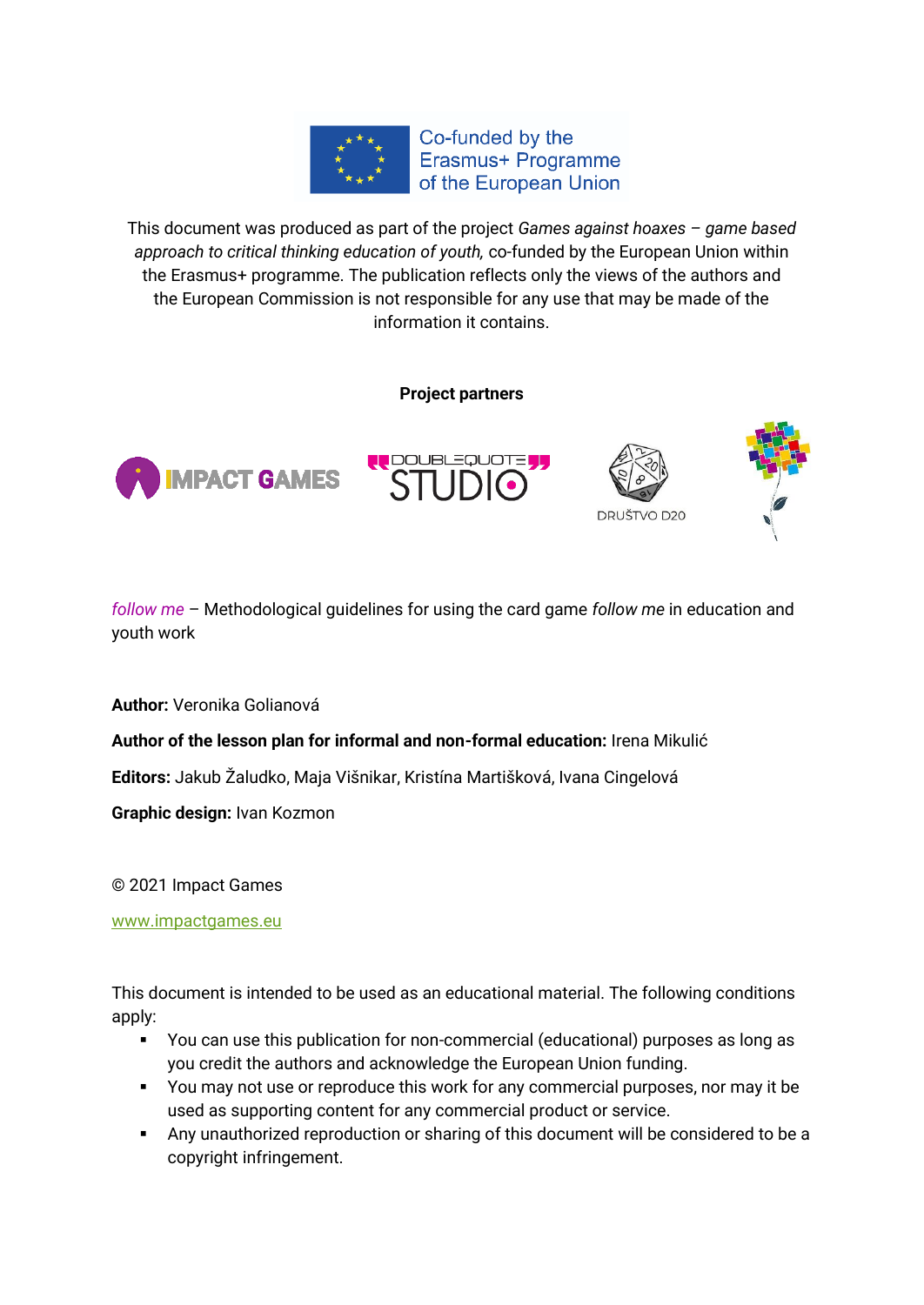Co-funded by the Erasmus+ Programme of the European Union

This document was produced as part of the project *Games against hoaxes – game based approach to critical thinking education of youth,* co-funded by the European Union within the Erasmus+ programme. The publication reflects only the views of the authors and the European Commission is not responsible for any use that may be made of the information it contains.

**Project partners**

IMPACT GAMES DOUBLEQUOTE STUDIO DRUŠTVO D20

*follow me* – Methodological guidelines for using the card game *follow me* in education and youth work

**Author:** Veronika Golianová

**Author of the lesson plan for informal and non-formal education:** Irena Mikulić

**Editors:** Jakub Žaludko, Maja Višnikar, Kristína Martišková, Ivana Cingelová

**Graphic design:** Ivan Kozmon

© 2021 Impact Games

www.impactgames.eu

This document is intended to be used as an educational material. The following conditions apply:

- You can use this publication for non-commercial (educational) purposes as long as you credit the authors and acknowledge the European Union funding.
- You may not use or reproduce this work for any commercial purposes, nor may it be used as supporting content for any commercial product or service.
- Any unauthorized reproduction or sharing of this document will be considered to be a copyright infringement.